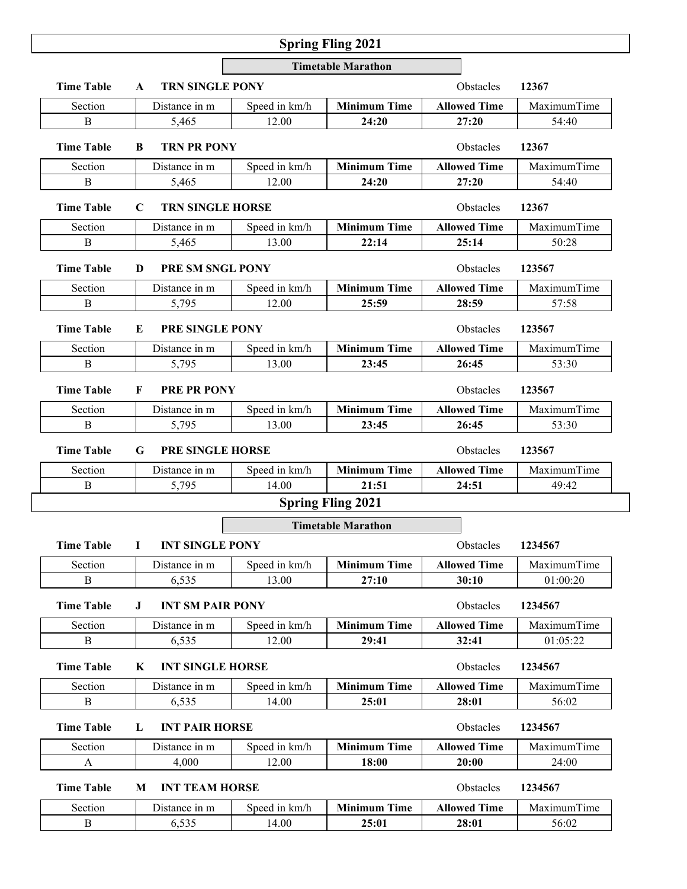# Spring Fling 2021

## Timetable Marathon

**Time Table A TRN SINGLE PONY** Obstacles **12367**

| Section | Distance in m | Speed in km/h | **Minimum Time** | **Allowed Time** | MaximumTime |
|---|---|---|---|---|---|
| B | 5,465 | 12.00 | **24:20** | **27:20** | 54:40 |

**Time Table B TRN PR PONY** Obstacles **12367**

| Section | Distance in m | Speed in km/h | **Minimum Time** | **Allowed Time** | MaximumTime |
|---|---|---|---|---|---|
| B | 5,465 | 12.00 | **24:20** | **27:20** | 54:40 |

**Time Table C TRN SINGLE HORSE** Obstacles **12367**

| Section | Distance in m | Speed in km/h | **Minimum Time** | **Allowed Time** | MaximumTime |
|---|---|---|---|---|---|
| B | 5,465 | 13.00 | **22:14** | **25:14** | 50:28 |

**Time Table D PRE SM SNGL PONY** Obstacles **123567**

| Section | Distance in m | Speed in km/h | **Minimum Time** | **Allowed Time** | MaximumTime |
|---|---|---|---|---|---|
| B | 5,795 | 12.00 | **25:59** | **28:59** | 57:58 |

**Time Table E PRE SINGLE PONY** Obstacles **123567**

| Section | Distance in m | Speed in km/h | **Minimum Time** | **Allowed Time** | MaximumTime |
|---|---|---|---|---|---|
| B | 5,795 | 13.00 | **23:45** | **26:45** | 53:30 |

**Time Table F PRE PR PONY** Obstacles **123567**

| Section | Distance in m | Speed in km/h | **Minimum Time** | **Allowed Time** | MaximumTime |
|---|---|---|---|---|---|
| B | 5,795 | 13.00 | **23:45** | **26:45** | 53:30 |

**Time Table G PRE SINGLE HORSE** Obstacles **123567**

| Section | Distance in m | Speed in km/h | **Minimum Time** | **Allowed Time** | MaximumTime |
|---|---|---|---|---|---|
| B | 5,795 | 14.00 | **21:51** | **24:51** | 49:42 |

# Spring Fling 2021

## Timetable Marathon

**Time Table I INT SINGLE PONY** Obstacles **1234567**

| Section | Distance in m | Speed in km/h | **Minimum Time** | **Allowed Time** | MaximumTime |
|---|---|---|---|---|---|
| B | 6,535 | 13.00 | **27:10** | **30:10** | 01:00:20 |

**Time Table J INT SM PAIR PONY** Obstacles **1234567**

| Section | Distance in m | Speed in km/h | **Minimum Time** | **Allowed Time** | MaximumTime |
|---|---|---|---|---|---|
| B | 6,535 | 12.00 | **29:41** | **32:41** | 01:05:22 |

**Time Table K INT SINGLE HORSE** Obstacles **1234567**

| Section | Distance in m | Speed in km/h | **Minimum Time** | **Allowed Time** | MaximumTime |
|---|---|---|---|---|---|
| B | 6,535 | 14.00 | **25:01** | **28:01** | 56:02 |

**Time Table L INT PAIR HORSE** Obstacles **1234567**

| Section | Distance in m | Speed in km/h | **Minimum Time** | **Allowed Time** | MaximumTime |
|---|---|---|---|---|---|
| A | 4,000 | 12.00 | **18:00** | **20:00** | 24:00 |

**Time Table M INT TEAM HORSE** Obstacles **1234567**

| Section | Distance in m | Speed in km/h | **Minimum Time** | **Allowed Time** | MaximumTime |
|---|---|---|---|---|---|
| B | 6,535 | 14.00 | **25:01** | **28:01** | 56:02 |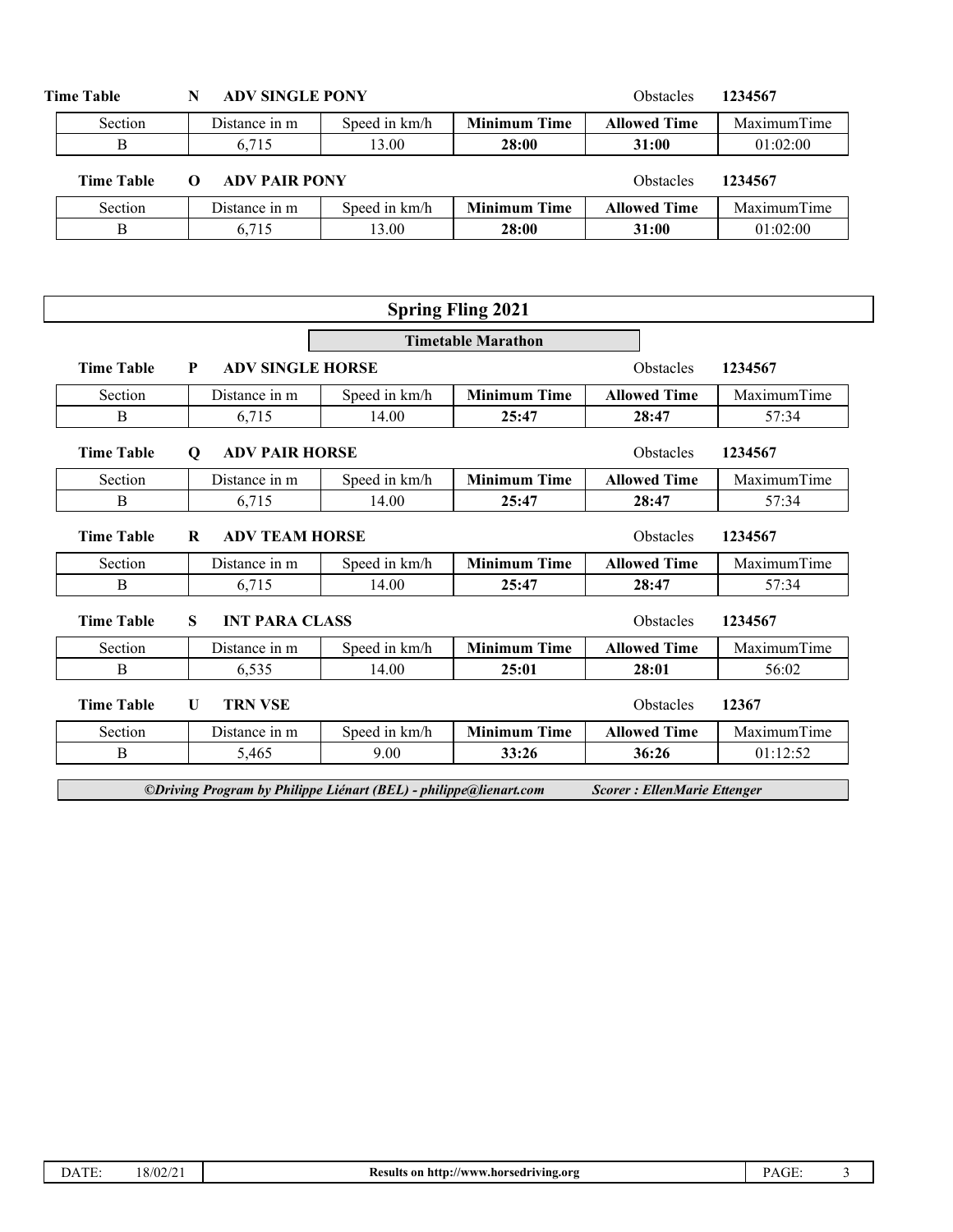**Time Table** **N** **ADV SINGLE PONY** Obstacles **1234567**

| Section | Distance in m | Speed in km/h | **Minimum Time** | **Allowed Time** | MaximumTime |
|---|---|---|---|---|---|
| B | 6,715 | 13.00 | **28:00** | **31:00** | 01:02:00 |

**Time Table** **O** **ADV PAIR PONY** Obstacles **1234567**

| Section | Distance in m | Speed in km/h | **Minimum Time** | **Allowed Time** | MaximumTime |
|---|---|---|---|---|---|
| B | 6,715 | 13.00 | **28:00** | **31:00** | 01:02:00 |

## Spring Fling 2021

### Timetable Marathon

**Time Table** **P** **ADV SINGLE HORSE** Obstacles **1234567**

| Section | Distance in m | Speed in km/h | **Minimum Time** | **Allowed Time** | MaximumTime |
|---|---|---|---|---|---|
| B | 6,715 | 14.00 | **25:47** | **28:47** | 57:34 |

**Time Table** **Q** **ADV PAIR HORSE** Obstacles **1234567**

| Section | Distance in m | Speed in km/h | **Minimum Time** | **Allowed Time** | MaximumTime |
|---|---|---|---|---|---|
| B | 6,715 | 14.00 | **25:47** | **28:47** | 57:34 |

**Time Table** **R** **ADV TEAM HORSE** Obstacles **1234567**

| Section | Distance in m | Speed in km/h | **Minimum Time** | **Allowed Time** | MaximumTime |
|---|---|---|---|---|---|
| B | 6,715 | 14.00 | **25:47** | **28:47** | 57:34 |

**Time Table** **S** **INT PARA CLASS** Obstacles **1234567**

| Section | Distance in m | Speed in km/h | **Minimum Time** | **Allowed Time** | MaximumTime |
|---|---|---|---|---|---|
| B | 6,535 | 14.00 | **25:01** | **28:01** | 56:02 |

**Time Table** **U** **TRN VSE** Obstacles **12367**

| Section | Distance in m | Speed in km/h | **Minimum Time** | **Allowed Time** | MaximumTime |
|---|---|---|---|---|---|
| B | 5,465 | 9.00 | **33:26** | **36:26** | 01:12:52 |

***©Driving Program by Philippe Liénart (BEL) - philippe@lienart.com*** ***Scorer : EllenMarie Ettenger***